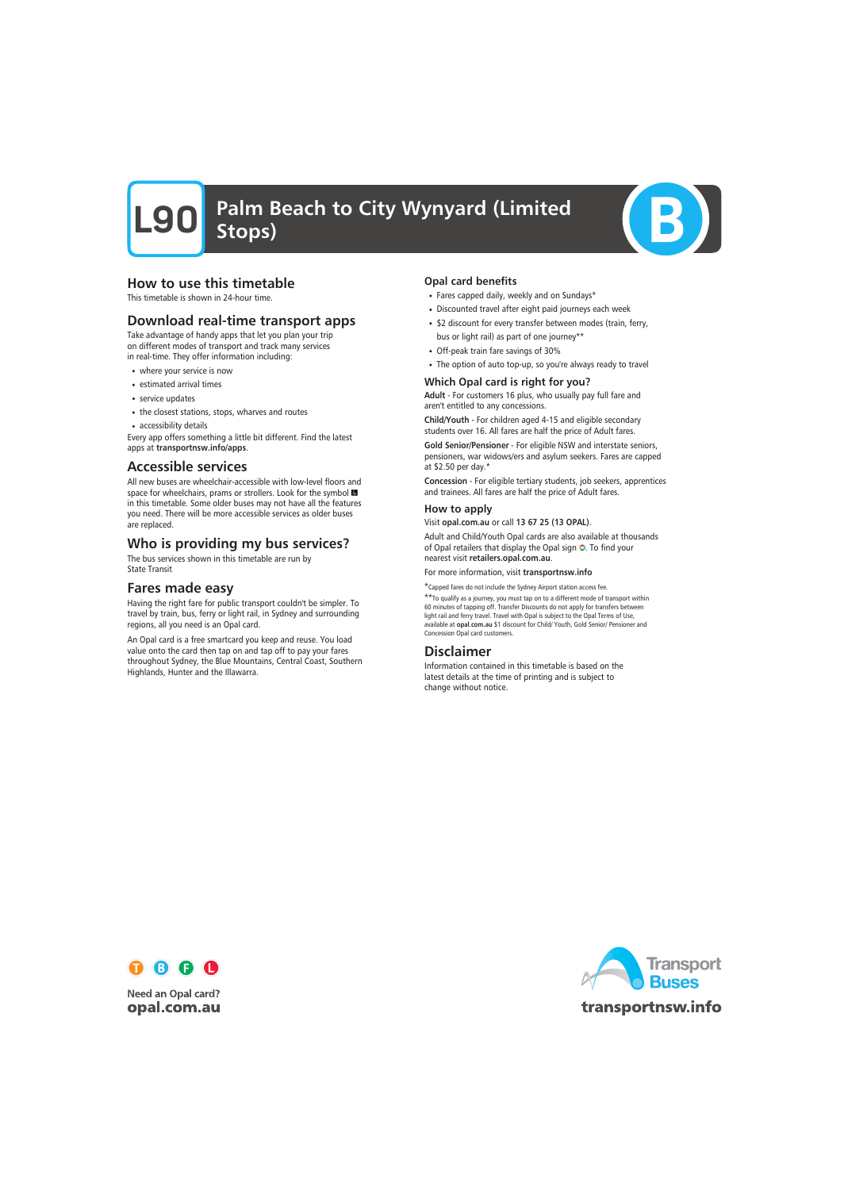# L90 Palm Beach to City Wynyard (Limited Stops)

B

## How to use this timetable

This timetable is shown in 24-hour time.

## Download real-time transport apps

Take advantage of handy apps that let you plan your trip on different modes of transport and track many services in real-time. They offer information including:

- where your service is now
- estimated arrival times
- service updates
- the closest stations, stops, wharves and routes
- accessibility details

Every app offers something a little bit different. Find the latest apps at **transportnsw.info/apps**.

## Accessible services

All new buses are wheelchair-accessible with low-level floors and space for wheelchairs, prams or strollers. Look for the symbol in this timetable. Some older buses may not have all the features you need. There will be more accessible services as older buses are replaced.

## Who is providing my bus services?

The bus services shown in this timetable are run by State Transit

## Fares made easy

Having the right fare for public transport couldn't be simpler. To travel by train, bus, ferry or light rail, in Sydney and surrounding regions, all you need is an Opal card.

An Opal card is a free smartcard you keep and reuse. You load value onto the card then tap on and tap off to pay your fares throughout Sydney, the Blue Mountains, Central Coast, Southern Highlands, Hunter and the Illawarra.

### Opal card benefits

- Fares capped daily, weekly and on Sundays*
- Discounted travel after eight paid journeys each week
- $2 discount for every transfer between modes (train, ferry, bus or light rail) as part of one journey**
- Off-peak train fare savings of 30%
- The option of auto top-up, so you're always ready to travel

### Which Opal card is right for you?

**Adult** - For customers 16 plus, who usually pay full fare and aren't entitled to any concessions.

**Child/Youth** - For children aged 4-15 and eligible secondary students over 16. All fares are half the price of Adult fares.

**Gold Senior/Pensioner** - For eligible NSW and interstate seniors, pensioners, war widows/ers and asylum seekers. Fares are capped at $2.50 per day.*

**Concession** - For eligible tertiary students, job seekers, apprentices and trainees. All fares are half the price of Adult fares.

### How to apply

Visit **opal.com.au** or call **13 67 25 (13 OPAL)**.

Adult and Child/Youth Opal cards are also available at thousands of Opal retailers that display the Opal sign. To find your nearest visit **retailers.opal.com.au**.

For more information, visit **transportnsw.info**

*Capped fares do not include the Sydney Airport station access fee.

**To qualify as a journey, you must tap on to a different mode of transport within 60 minutes of tapping off. Transfer Discounts do not apply for transfers between light rail and ferry travel. Travel with Opal is subject to the Opal Terms of Use, available at **opal.com.au** $1 discount for Child/ Youth, Gold Senior/ Pensioner and Concession Opal card customers.

## Disclaimer

Information contained in this timetable is based on the latest details at the time of printing and is subject to change without notice.

T B F L

Need an Opal card?
**opal.com.au**

Transport Buses
**transportnsw.info**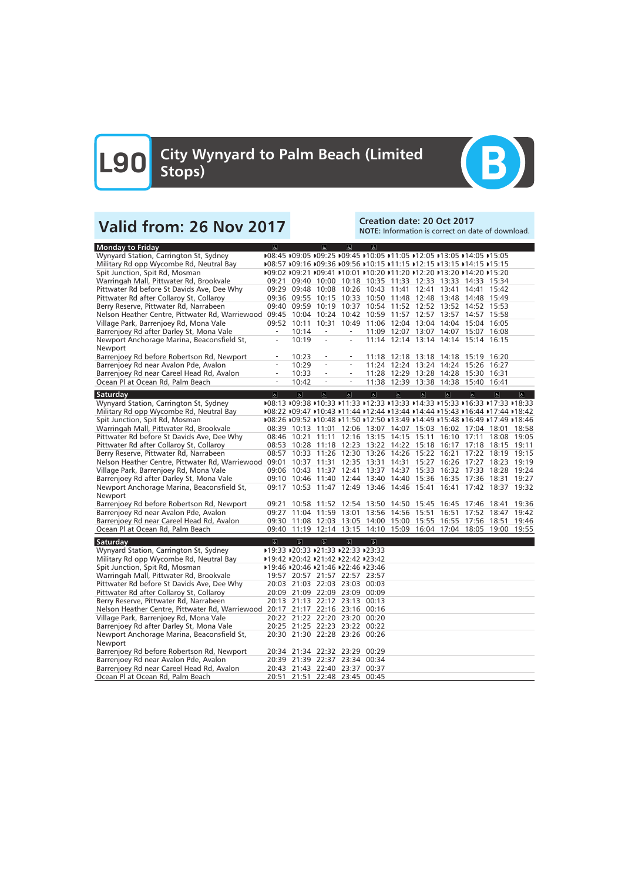# L90 City Wynyard to Palm Beach (Limited Stops)

B

## Valid from: 26 Nov 2017

**Creation date: 20 Oct 2017**
**NOTE:** Information is correct on date of download.

| Monday to Friday | ♿ | | ♿ | ♿ | ♿ | | | | | |
|---|---|---|---|---|---|---|---|---|---|---|
| Wynyard Station, Carrington St, Sydney | ▸08:45 | ▸09:05 | ▸09:25 | ▸09:45 | ▸10:05 | ▸11:05 | ▸12:05 | ▸13:05 | ▸14:05 | ▸15:05 |
| Military Rd opp Wycombe Rd, Neutral Bay | ▸08:57 | ▸09:16 | ▸09:36 | ▸09:56 | ▸10:15 | ▸11:15 | ▸12:15 | ▸13:15 | ▸14:15 | ▸15:15 |
| Spit Junction, Spit Rd, Mosman | ▸09:02 | ▸09:21 | ▸09:41 | ▸10:01 | ▸10:20 | ▸11:20 | ▸12:20 | ▸13:20 | ▸14:20 | ▸15:20 |
| Warringah Mall, Pittwater Rd, Brookvale | 09:21 | 09:40 | 10:00 | 10:18 | 10:35 | 11:33 | 12:33 | 13:33 | 14:33 | 15:34 |
| Pittwater Rd before St Davids Ave, Dee Why | 09:29 | 09:48 | 10:08 | 10:26 | 10:43 | 11:41 | 12:41 | 13:41 | 14:41 | 15:42 |
| Pittwater Rd after Collaroy St, Collaroy | 09:36 | 09:55 | 10:15 | 10:33 | 10:50 | 11:48 | 12:48 | 13:48 | 14:48 | 15:49 |
| Berry Reserve, Pittwater Rd, Narrabeen | 09:40 | 09:59 | 10:19 | 10:37 | 10:54 | 11:52 | 12:52 | 13:52 | 14:52 | 15:53 |
| Nelson Heather Centre, Pittwater Rd, Warriewood | 09:45 | 10:04 | 10:24 | 10:42 | 10:59 | 11:57 | 12:57 | 13:57 | 14:57 | 15:58 |
| Village Park, Barrenjoey Rd, Mona Vale | 09:52 | 10:11 | 10:31 | 10:49 | 11:06 | 12:04 | 13:04 | 14:04 | 15:04 | 16:05 |
| Barrenjoey Rd after Darley St, Mona Vale | - | 10:14 | - | - | 11:09 | 12:07 | 13:07 | 14:07 | 15:07 | 16:08 |
| Newport Anchorage Marina, Beaconsfield St, Newport | - | 10:19 | - | - | 11:14 | 12:14 | 13:14 | 14:14 | 15:14 | 16:15 |
| Barrenjoey Rd before Robertson Rd, Newport | - | 10:23 | - | - | 11:18 | 12:18 | 13:18 | 14:18 | 15:19 | 16:20 |
| Barrenjoey Rd near Avalon Pde, Avalon | - | 10:29 | - | - | 11:24 | 12:24 | 13:24 | 14:24 | 15:26 | 16:27 |
| Barrenjoey Rd near Careel Head Rd, Avalon | - | 10:33 | - | - | 11:28 | 12:29 | 13:28 | 14:28 | 15:30 | 16:31 |
| Ocean Pl at Ocean Rd, Palm Beach | - | 10:42 | - | - | 11:38 | 12:39 | 13:38 | 14:38 | 15:40 | 16:41 |

| Saturday | ♿ | ♿ | ♿ | ♿ | ♿ | ♿ | ♿ | ♿ | ♿ | ♿ | ♿ |
|---|---|---|---|---|---|---|---|---|---|---|---|
| Wynyard Station, Carrington St, Sydney | ▸08:13 | ▸09:38 | ▸10:33 | ▸11:33 | ▸12:33 | ▸13:33 | ▸14:33 | ▸15:33 | ▸16:33 | ▸17:33 | ▸18:33 |
| Military Rd opp Wycombe Rd, Neutral Bay | ▸08:22 | ▸09:47 | ▸10:43 | ▸11:44 | ▸12:44 | ▸13:44 | ▸14:44 | ▸15:43 | ▸16:44 | ▸17:44 | ▸18:42 |
| Spit Junction, Spit Rd, Mosman | ▸08:26 | ▸09:52 | ▸10:48 | ▸11:50 | ▸12:50 | ▸13:49 | ▸14:49 | ▸15:48 | ▸16:49 | ▸17:49 | ▸18:46 |
| Warringah Mall, Pittwater Rd, Brookvale | 08:39 | 10:13 | 11:01 | 12:06 | 13:07 | 14:07 | 15:03 | 16:02 | 17:04 | 18:01 | 18:58 |
| Pittwater Rd before St Davids Ave, Dee Why | 08:46 | 10:21 | 11:11 | 12:16 | 13:15 | 14:15 | 15:11 | 16:10 | 17:11 | 18:08 | 19:05 |
| Pittwater Rd after Collaroy St, Collaroy | 08:53 | 10:28 | 11:18 | 12:23 | 13:22 | 14:22 | 15:18 | 16:17 | 17:18 | 18:15 | 19:11 |
| Berry Reserve, Pittwater Rd, Narrabeen | 08:57 | 10:33 | 11:26 | 12:30 | 13:26 | 14:26 | 15:22 | 16:21 | 17:22 | 18:19 | 19:15 |
| Nelson Heather Centre, Pittwater Rd, Warriewood | 09:01 | 10:37 | 11:31 | 12:35 | 13:31 | 14:31 | 15:27 | 16:26 | 17:27 | 18:23 | 19:19 |
| Village Park, Barrenjoey Rd, Mona Vale | 09:06 | 10:43 | 11:37 | 12:41 | 13:37 | 14:37 | 15:33 | 16:32 | 17:33 | 18:28 | 19:24 |
| Barrenjoey Rd after Darley St, Mona Vale | 09:10 | 10:46 | 11:40 | 12:44 | 13:40 | 14:40 | 15:36 | 16:35 | 17:36 | 18:31 | 19:27 |
| Newport Anchorage Marina, Beaconsfield St, Newport | 09:17 | 10:53 | 11:47 | 12:49 | 13:46 | 14:46 | 15:41 | 16:41 | 17:42 | 18:37 | 19:32 |
| Barrenjoey Rd before Robertson Rd, Newport | 09:21 | 10:58 | 11:52 | 12:54 | 13:50 | 14:50 | 15:45 | 16:45 | 17:46 | 18:41 | 19:36 |
| Barrenjoey Rd near Avalon Pde, Avalon | 09:27 | 11:04 | 11:59 | 13:01 | 13:56 | 14:56 | 15:51 | 16:51 | 17:52 | 18:47 | 19:42 |
| Barrenjoey Rd near Careel Head Rd, Avalon | 09:30 | 11:08 | 12:03 | 13:05 | 14:00 | 15:00 | 15:55 | 16:55 | 17:56 | 18:51 | 19:46 |
| Ocean Pl at Ocean Rd, Palm Beach | 09:40 | 11:19 | 12:14 | 13:15 | 14:10 | 15:09 | 16:04 | 17:04 | 18:05 | 19:00 | 19:55 |

| Saturday | ♿ | ♿ | ♿ | ♿ | ♿ |
|---|---|---|---|---|---|
| Wynyard Station, Carrington St, Sydney | ▸19:33 | ▸20:33 | ▸21:33 | ▸22:33 | ▸23:33 |
| Military Rd opp Wycombe Rd, Neutral Bay | ▸19:42 | ▸20:42 | ▸21:42 | ▸22:42 | ▸23:42 |
| Spit Junction, Spit Rd, Mosman | ▸19:46 | ▸20:46 | ▸21:46 | ▸22:46 | ▸23:46 |
| Warringah Mall, Pittwater Rd, Brookvale | 19:57 | 20:57 | 21:57 | 22:57 | 23:57 |
| Pittwater Rd before St Davids Ave, Dee Why | 20:03 | 21:03 | 22:03 | 23:03 | 00:03 |
| Pittwater Rd after Collaroy St, Collaroy | 20:09 | 21:09 | 22:09 | 23:09 | 00:09 |
| Berry Reserve, Pittwater Rd, Narrabeen | 20:13 | 21:13 | 22:12 | 23:13 | 00:13 |
| Nelson Heather Centre, Pittwater Rd, Warriewood | 20:17 | 21:17 | 22:16 | 23:16 | 00:16 |
| Village Park, Barrenjoey Rd, Mona Vale | 20:22 | 21:22 | 22:20 | 23:20 | 00:20 |
| Barrenjoey Rd after Darley St, Mona Vale | 20:25 | 21:25 | 22:23 | 23:22 | 00:22 |
| Newport Anchorage Marina, Beaconsfield St, Newport | 20:30 | 21:30 | 22:28 | 23:26 | 00:26 |
| Barrenjoey Rd before Robertson Rd, Newport | 20:34 | 21:34 | 22:32 | 23:29 | 00:29 |
| Barrenjoey Rd near Avalon Pde, Avalon | 20:39 | 21:39 | 22:37 | 23:34 | 00:34 |
| Barrenjoey Rd near Careel Head Rd, Avalon | 20:43 | 21:43 | 22:40 | 23:37 | 00:37 |
| Ocean Pl at Ocean Rd, Palm Beach | 20:51 | 21:51 | 22:48 | 23:45 | 00:45 |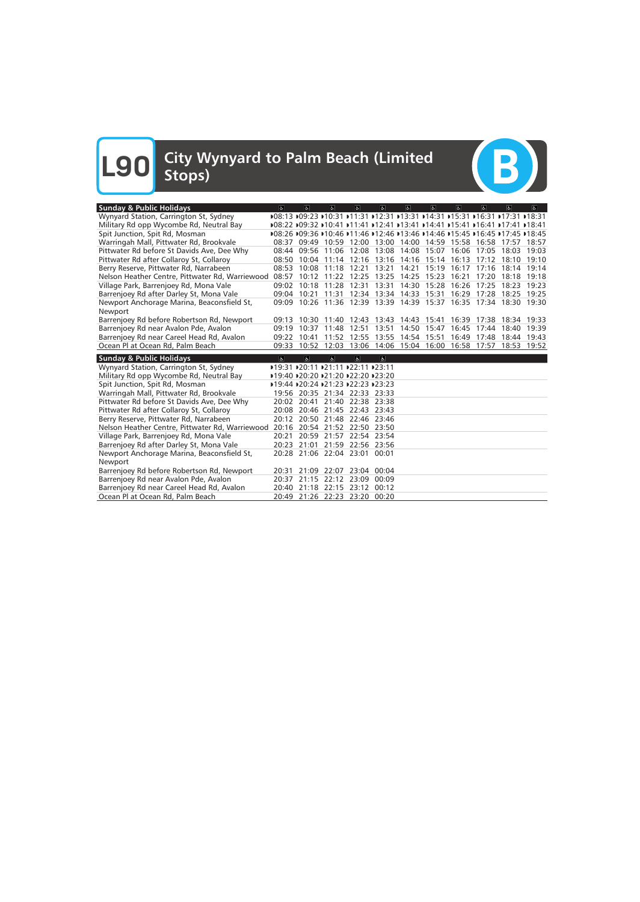# L90 City Wynyard to Palm Beach (Limited Stops)

B

| Sunday & Public Holidays | ♿ | ♿ | ♿ | ♿ | ♿ | ♿ | ♿ | ♿ | ♿ | ♿ | ♿ |
|---|---|---|---|---|---|---|---|---|---|---|---|
| Wynyard Station, Carrington St, Sydney | ▸08:13 | ▸09:23 | ▸10:31 | ▸11:31 | ▸12:31 | ▸13:31 | ▸14:31 | ▸15:31 | ▸16:31 | ▸17:31 | ▸18:31 |
| Military Rd opp Wycombe Rd, Neutral Bay | ▸08:22 | ▸09:32 | ▸10:41 | ▸11:41 | ▸12:41 | ▸13:41 | ▸14:41 | ▸15:41 | ▸16:41 | ▸17:41 | ▸18:41 |
| Spit Junction, Spit Rd, Mosman | ▸08:26 | ▸09:36 | ▸10:46 | ▸11:46 | ▸12:46 | ▸13:46 | ▸14:46 | ▸15:45 | ▸16:45 | ▸17:45 | ▸18:45 |
| Warringah Mall, Pittwater Rd, Brookvale | 08:37 | 09:49 | 10:59 | 12:00 | 13:00 | 14:00 | 14:59 | 15:58 | 16:58 | 17:57 | 18:57 |
| Pittwater Rd before St Davids Ave, Dee Why | 08:44 | 09:56 | 11:06 | 12:08 | 13:08 | 14:08 | 15:07 | 16:06 | 17:05 | 18:03 | 19:03 |
| Pittwater Rd after Collaroy St, Collaroy | 08:50 | 10:04 | 11:14 | 12:16 | 13:16 | 14:16 | 15:14 | 16:13 | 17:12 | 18:10 | 19:10 |
| Berry Reserve, Pittwater Rd, Narrabeen | 08:53 | 10:08 | 11:18 | 12:21 | 13:21 | 14:21 | 15:19 | 16:17 | 17:16 | 18:14 | 19:14 |
| Nelson Heather Centre, Pittwater Rd, Warriewood | 08:57 | 10:12 | 11:22 | 12:25 | 13:25 | 14:25 | 15:23 | 16:21 | 17:20 | 18:18 | 19:18 |
| Village Park, Barrenjoey Rd, Mona Vale | 09:02 | 10:18 | 11:28 | 12:31 | 13:31 | 14:30 | 15:28 | 16:26 | 17:25 | 18:23 | 19:23 |
| Barrenjoey Rd after Darley St, Mona Vale | 09:04 | 10:21 | 11:31 | 12:34 | 13:34 | 14:33 | 15:31 | 16:29 | 17:28 | 18:25 | 19:25 |
| Newport Anchorage Marina, Beaconsfield St, Newport | 09:09 | 10:26 | 11:36 | 12:39 | 13:39 | 14:39 | 15:37 | 16:35 | 17:34 | 18:30 | 19:30 |
| Barrenjoey Rd before Robertson Rd, Newport | 09:13 | 10:30 | 11:40 | 12:43 | 13:43 | 14:43 | 15:41 | 16:39 | 17:38 | 18:34 | 19:33 |
| Barrenjoey Rd near Avalon Pde, Avalon | 09:19 | 10:37 | 11:48 | 12:51 | 13:51 | 14:50 | 15:47 | 16:45 | 17:44 | 18:40 | 19:39 |
| Barrenjoey Rd near Careel Head Rd, Avalon | 09:22 | 10:41 | 11:52 | 12:55 | 13:55 | 14:54 | 15:51 | 16:49 | 17:48 | 18:44 | 19:43 |
| Ocean Pl at Ocean Rd, Palm Beach | 09:33 | 10:52 | 12:03 | 13:06 | 14:06 | 15:04 | 16:00 | 16:58 | 17:57 | 18:53 | 19:52 |

| Sunday & Public Holidays | ♿ | ♿ | ♿ | ♿ | ♿ |
|---|---|---|---|---|---|
| Wynyard Station, Carrington St, Sydney | ▸19:31 | ▸20:11 | ▸21:11 | ▸22:11 | ▸23:11 |
| Military Rd opp Wycombe Rd, Neutral Bay | ▸19:40 | ▸20:20 | ▸21:20 | ▸22:20 | ▸23:20 |
| Spit Junction, Spit Rd, Mosman | ▸19:44 | ▸20:24 | ▸21:23 | ▸22:23 | ▸23:23 |
| Warringah Mall, Pittwater Rd, Brookvale | 19:56 | 20:35 | 21:34 | 22:33 | 23:33 |
| Pittwater Rd before St Davids Ave, Dee Why | 20:02 | 20:41 | 21:40 | 22:38 | 23:38 |
| Pittwater Rd after Collaroy St, Collaroy | 20:08 | 20:46 | 21:45 | 22:43 | 23:43 |
| Berry Reserve, Pittwater Rd, Narrabeen | 20:12 | 20:50 | 21:48 | 22:46 | 23:46 |
| Nelson Heather Centre, Pittwater Rd, Warriewood | 20:16 | 20:54 | 21:52 | 22:50 | 23:50 |
| Village Park, Barrenjoey Rd, Mona Vale | 20:21 | 20:59 | 21:57 | 22:54 | 23:54 |
| Barrenjoey Rd after Darley St, Mona Vale | 20:23 | 21:01 | 21:59 | 22:56 | 23:56 |
| Newport Anchorage Marina, Beaconsfield St, Newport | 20:28 | 21:06 | 22:04 | 23:01 | 00:01 |
| Barrenjoey Rd before Robertson Rd, Newport | 20:31 | 21:09 | 22:07 | 23:04 | 00:04 |
| Barrenjoey Rd near Avalon Pde, Avalon | 20:37 | 21:15 | 22:12 | 23:09 | 00:09 |
| Barrenjoey Rd near Careel Head Rd, Avalon | 20:40 | 21:18 | 22:15 | 23:12 | 00:12 |
| Ocean Pl at Ocean Rd, Palm Beach | 20:49 | 21:26 | 22:23 | 23:20 | 00:20 |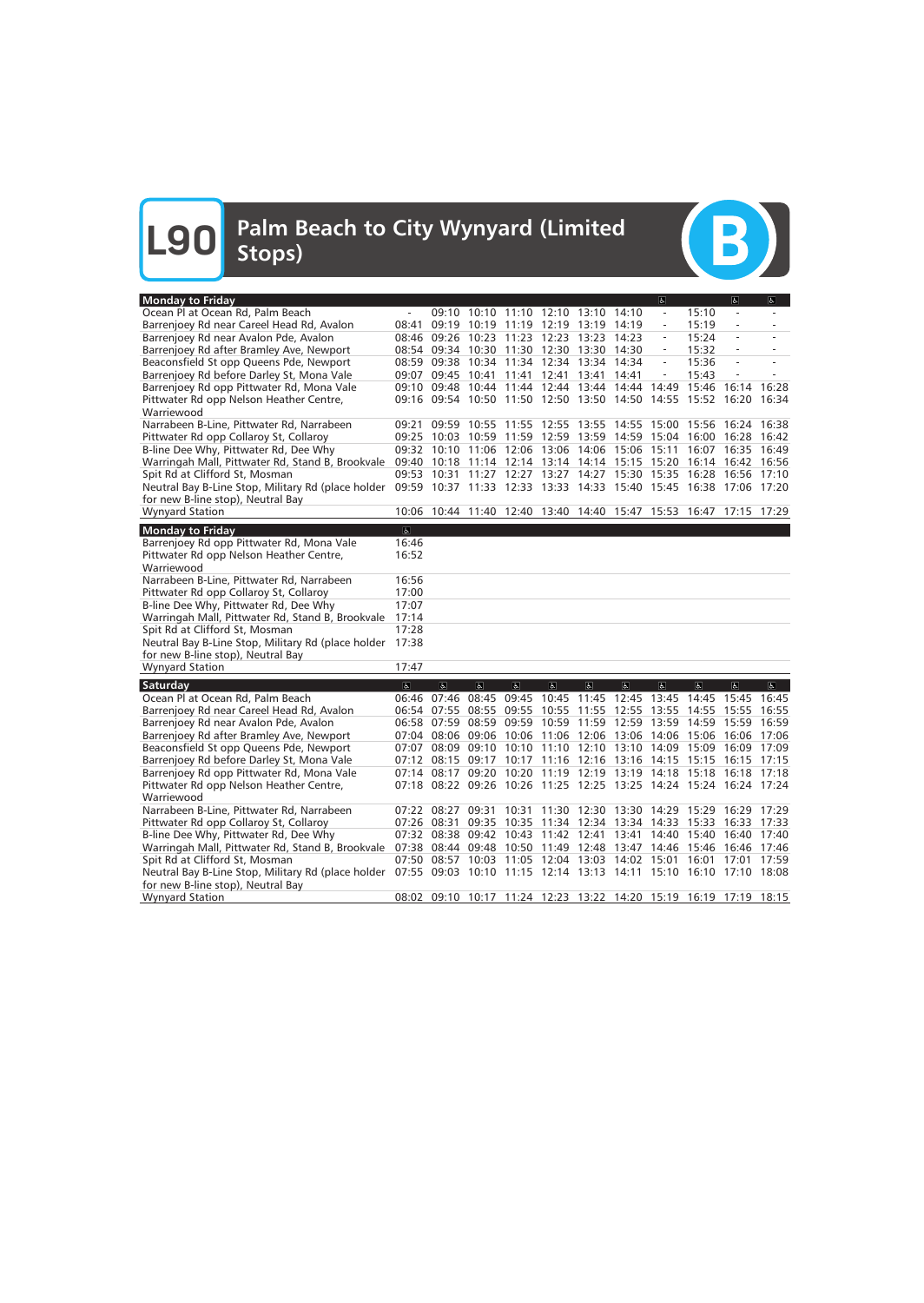# L90 Palm Beach to City Wynyard (Limited Stops)

B

| Monday to Friday | | | | | | | | ♿ | | ♿ | ♿ |
|---|---|---|---|---|---|---|---|---|---|---|---|
| Ocean Pl at Ocean Rd, Palm Beach | - | 09:10 | 10:10 | 11:10 | 12:10 | 13:10 | 14:10 | - | 15:10 | - | - |
| Barrenjoey Rd near Careel Head Rd, Avalon | 08:41 | 09:19 | 10:19 | 11:19 | 12:19 | 13:19 | 14:19 | - | 15:19 | - | - |
| Barrenjoey Rd near Avalon Pde, Avalon | 08:46 | 09:26 | 10:23 | 11:23 | 12:23 | 13:23 | 14:23 | - | 15:24 | - | - |
| Barrenjoey Rd after Bramley Ave, Newport | 08:54 | 09:34 | 10:30 | 11:30 | 12:30 | 13:30 | 14:30 | - | 15:32 | - | - |
| Beaconsfield St opp Queens Pde, Newport | 08:59 | 09:38 | 10:34 | 11:34 | 12:34 | 13:34 | 14:34 | - | 15:36 | - | - |
| Barrenjoey Rd before Darley St, Mona Vale | 09:07 | 09:45 | 10:41 | 11:41 | 12:41 | 13:41 | 14:41 | - | 15:43 | - | - |
| Barrenjoey Rd opp Pittwater Rd, Mona Vale | 09:10 | 09:48 | 10:44 | 11:44 | 12:44 | 13:44 | 14:44 | 14:49 | 15:46 | 16:14 | 16:28 |
| Pittwater Rd opp Nelson Heather Centre, Warriewood | 09:16 | 09:54 | 10:50 | 11:50 | 12:50 | 13:50 | 14:50 | 14:55 | 15:52 | 16:20 | 16:34 |
| Narrabeen B-Line, Pittwater Rd, Narrabeen | 09:21 | 09:59 | 10:55 | 11:55 | 12:55 | 13:55 | 14:55 | 15:00 | 15:56 | 16:24 | 16:38 |
| Pittwater Rd opp Collaroy St, Collaroy | 09:25 | 10:03 | 10:59 | 11:59 | 12:59 | 13:59 | 14:59 | 15:04 | 16:00 | 16:28 | 16:42 |
| B-line Dee Why, Pittwater Rd, Dee Why | 09:32 | 10:10 | 11:06 | 12:06 | 13:06 | 14:06 | 15:06 | 15:11 | 16:07 | 16:35 | 16:49 |
| Warringah Mall, Pittwater Rd, Stand B, Brookvale | 09:40 | 10:18 | 11:14 | 12:14 | 13:14 | 14:14 | 15:15 | 15:20 | 16:14 | 16:42 | 16:56 |
| Spit Rd at Clifford St, Mosman | 09:53 | 10:31 | 11:27 | 12:27 | 13:27 | 14:27 | 15:30 | 15:35 | 16:28 | 16:56 | 17:10 |
| Neutral Bay B-Line Stop, Military Rd (place holder for new B-line stop), Neutral Bay | 09:59 | 10:37 | 11:33 | 12:33 | 13:33 | 14:33 | 15:40 | 15:45 | 16:38 | 17:06 | 17:20 |
| Wynyard Station | 10:06 | 10:44 | 11:40 | 12:40 | 13:40 | 14:40 | 15:47 | 15:53 | 16:47 | 17:15 | 17:29 |

| Monday to Friday | ♿ |
|---|---|
| Barrenjoey Rd opp Pittwater Rd, Mona Vale | 16:46 |
| Pittwater Rd opp Nelson Heather Centre, Warriewood | 16:52 |
| Narrabeen B-Line, Pittwater Rd, Narrabeen | 16:56 |
| Pittwater Rd opp Collaroy St, Collaroy | 17:00 |
| B-line Dee Why, Pittwater Rd, Dee Why | 17:07 |
| Warringah Mall, Pittwater Rd, Stand B, Brookvale | 17:14 |
| Spit Rd at Clifford St, Mosman | 17:28 |
| Neutral Bay B-Line Stop, Military Rd (place holder for new B-line stop), Neutral Bay | 17:38 |
| Wynyard Station | 17:47 |

| Saturday | ♿ | ♿ | ♿ | ♿ | ♿ | ♿ | ♿ | ♿ | ♿ | ♿ | ♿ |
|---|---|---|---|---|---|---|---|---|---|---|---|
| Ocean Pl at Ocean Rd, Palm Beach | 06:46 | 07:46 | 08:45 | 09:45 | 10:45 | 11:45 | 12:45 | 13:45 | 14:45 | 15:45 | 16:45 |
| Barrenjoey Rd near Careel Head Rd, Avalon | 06:54 | 07:55 | 08:55 | 09:55 | 10:55 | 11:55 | 12:55 | 13:55 | 14:55 | 15:55 | 16:55 |
| Barrenjoey Rd near Avalon Pde, Avalon | 06:58 | 07:59 | 08:59 | 09:59 | 10:59 | 11:59 | 12:59 | 13:59 | 14:59 | 15:59 | 16:59 |
| Barrenjoey Rd after Bramley Ave, Newport | 07:04 | 08:06 | 09:06 | 10:06 | 11:06 | 12:06 | 13:06 | 14:06 | 15:06 | 16:06 | 17:06 |
| Beaconsfield St opp Queens Pde, Newport | 07:07 | 08:09 | 09:10 | 10:10 | 11:10 | 12:10 | 13:10 | 14:09 | 15:09 | 16:09 | 17:09 |
| Barrenjoey Rd before Darley St, Mona Vale | 07:12 | 08:15 | 09:17 | 10:17 | 11:16 | 12:16 | 13:16 | 14:15 | 15:15 | 16:15 | 17:15 |
| Barrenjoey Rd opp Pittwater Rd, Mona Vale | 07:14 | 08:17 | 09:20 | 10:20 | 11:19 | 12:19 | 13:19 | 14:18 | 15:18 | 16:18 | 17:18 |
| Pittwater Rd opp Nelson Heather Centre, Warriewood | 07:18 | 08:22 | 09:26 | 10:26 | 11:25 | 12:25 | 13:25 | 14:24 | 15:24 | 16:24 | 17:24 |
| Narrabeen B-Line, Pittwater Rd, Narrabeen | 07:22 | 08:27 | 09:31 | 10:31 | 11:30 | 12:30 | 13:30 | 14:29 | 15:29 | 16:29 | 17:29 |
| Pittwater Rd opp Collaroy St, Collaroy | 07:26 | 08:31 | 09:35 | 10:35 | 11:34 | 12:34 | 13:34 | 14:33 | 15:33 | 16:33 | 17:33 |
| B-line Dee Why, Pittwater Rd, Dee Why | 07:32 | 08:38 | 09:42 | 10:43 | 11:42 | 12:41 | 13:41 | 14:40 | 15:40 | 16:40 | 17:40 |
| Warringah Mall, Pittwater Rd, Stand B, Brookvale | 07:38 | 08:44 | 09:48 | 10:50 | 11:49 | 12:48 | 13:47 | 14:46 | 15:46 | 16:46 | 17:46 |
| Spit Rd at Clifford St, Mosman | 07:50 | 08:57 | 10:03 | 11:05 | 12:04 | 13:03 | 14:02 | 15:01 | 16:01 | 17:01 | 17:59 |
| Neutral Bay B-Line Stop, Military Rd (place holder for new B-line stop), Neutral Bay | 07:55 | 09:03 | 10:10 | 11:15 | 12:14 | 13:13 | 14:11 | 15:10 | 16:10 | 17:10 | 18:08 |
| Wynyard Station | 08:02 | 09:10 | 10:17 | 11:24 | 12:23 | 13:22 | 14:20 | 15:19 | 16:19 | 17:19 | 18:15 |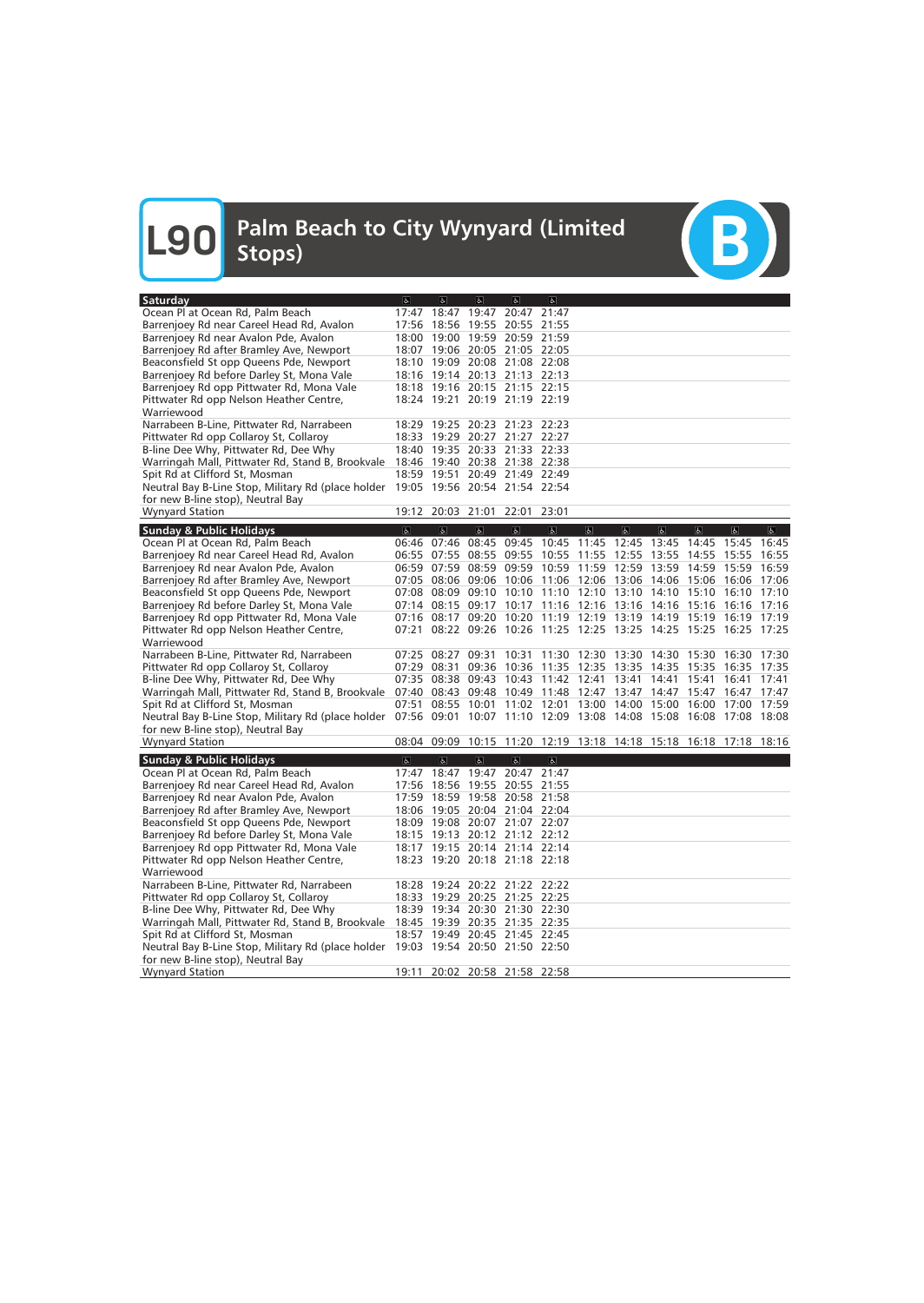# L90 Palm Beach to City Wynyard (Limited Stops)

B

| Saturday | ♿ | ♿ | ♿ | ♿ | ♿ |
|---|---|---|---|---|---|
| Ocean Pl at Ocean Rd, Palm Beach | 17:47 | 18:47 | 19:47 | 20:47 | 21:47 |
| Barrenjoey Rd near Careel Head Rd, Avalon | 17:56 | 18:56 | 19:55 | 20:55 | 21:55 |
| Barrenjoey Rd near Avalon Pde, Avalon | 18:00 | 19:00 | 19:59 | 20:59 | 21:59 |
| Barrenjoey Rd after Bramley Ave, Newport | 18:07 | 19:06 | 20:05 | 21:05 | 22:05 |
| Beaconsfield St opp Queens Pde, Newport | 18:10 | 19:09 | 20:08 | 21:08 | 22:08 |
| Barrenjoey Rd before Darley St, Mona Vale | 18:16 | 19:14 | 20:13 | 21:13 | 22:13 |
| Barrenjoey Rd opp Pittwater Rd, Mona Vale | 18:18 | 19:16 | 20:15 | 21:15 | 22:15 |
| Pittwater Rd opp Nelson Heather Centre, Warriewood | 18:24 | 19:21 | 20:19 | 21:19 | 22:19 |
| Narrabeen B-Line, Pittwater Rd, Narrabeen | 18:29 | 19:25 | 20:23 | 21:23 | 22:23 |
| Pittwater Rd opp Collaroy St, Collaroy | 18:33 | 19:29 | 20:27 | 21:27 | 22:27 |
| B-line Dee Why, Pittwater Rd, Dee Why | 18:40 | 19:35 | 20:33 | 21:33 | 22:33 |
| Warringah Mall, Pittwater Rd, Stand B, Brookvale | 18:46 | 19:40 | 20:38 | 21:38 | 22:38 |
| Spit Rd at Clifford St, Mosman | 18:59 | 19:51 | 20:49 | 21:49 | 22:49 |
| Neutral Bay B-Line Stop, Military Rd (place holder for new B-line stop), Neutral Bay | 19:05 | 19:56 | 20:54 | 21:54 | 22:54 |
| Wynyard Station | 19:12 | 20:03 | 21:01 | 22:01 | 23:01 |

| Sunday & Public Holidays | ♿ | ♿ | ♿ | ♿ | ♿ | ♿ | ♿ | ♿ | ♿ | ♿ | ♿ |
|---|---|---|---|---|---|---|---|---|---|---|---|
| Ocean Pl at Ocean Rd, Palm Beach | 06:46 | 07:46 | 08:45 | 09:45 | 10:45 | 11:45 | 12:45 | 13:45 | 14:45 | 15:45 | 16:45 |
| Barrenjoey Rd near Careel Head Rd, Avalon | 06:55 | 07:55 | 08:55 | 09:55 | 10:55 | 11:55 | 12:55 | 13:55 | 14:55 | 15:55 | 16:55 |
| Barrenjoey Rd near Avalon Pde, Avalon | 06:59 | 07:59 | 08:59 | 09:59 | 10:59 | 11:59 | 12:59 | 13:59 | 14:59 | 15:59 | 16:59 |
| Barrenjoey Rd after Bramley Ave, Newport | 07:05 | 08:06 | 09:06 | 10:06 | 11:06 | 12:06 | 13:06 | 14:06 | 15:06 | 16:06 | 17:06 |
| Beaconsfield St opp Queens Pde, Newport | 07:08 | 08:09 | 09:10 | 10:10 | 11:10 | 12:10 | 13:10 | 14:10 | 15:10 | 16:10 | 17:10 |
| Barrenjoey Rd before Darley St, Mona Vale | 07:14 | 08:15 | 09:17 | 10:17 | 11:16 | 12:16 | 13:16 | 14:16 | 15:16 | 16:16 | 17:16 |
| Barrenjoey Rd opp Pittwater Rd, Mona Vale | 07:16 | 08:17 | 09:20 | 10:20 | 11:19 | 12:19 | 13:19 | 14:19 | 15:19 | 16:19 | 17:19 |
| Pittwater Rd opp Nelson Heather Centre, Warriewood | 07:21 | 08:22 | 09:26 | 10:26 | 11:25 | 12:25 | 13:25 | 14:25 | 15:25 | 16:25 | 17:25 |
| Narrabeen B-Line, Pittwater Rd, Narrabeen | 07:25 | 08:27 | 09:31 | 10:31 | 11:30 | 12:30 | 13:30 | 14:30 | 15:30 | 16:30 | 17:30 |
| Pittwater Rd opp Collaroy St, Collaroy | 07:29 | 08:31 | 09:36 | 10:36 | 11:35 | 12:35 | 13:35 | 14:35 | 15:35 | 16:35 | 17:35 |
| B-line Dee Why, Pittwater Rd, Dee Why | 07:35 | 08:38 | 09:43 | 10:43 | 11:42 | 12:41 | 13:41 | 14:41 | 15:41 | 16:41 | 17:41 |
| Warringah Mall, Pittwater Rd, Stand B, Brookvale | 07:40 | 08:43 | 09:48 | 10:49 | 11:48 | 12:47 | 13:47 | 14:47 | 15:47 | 16:47 | 17:47 |
| Spit Rd at Clifford St, Mosman | 07:51 | 08:55 | 10:01 | 11:02 | 12:01 | 13:00 | 14:00 | 15:00 | 16:00 | 17:00 | 17:59 |
| Neutral Bay B-Line Stop, Military Rd (place holder for new B-line stop), Neutral Bay | 07:56 | 09:01 | 10:07 | 11:10 | 12:09 | 13:08 | 14:08 | 15:08 | 16:08 | 17:08 | 18:08 |
| Wynyard Station | 08:04 | 09:09 | 10:15 | 11:20 | 12:19 | 13:18 | 14:18 | 15:18 | 16:18 | 17:18 | 18:16 |

| Sunday & Public Holidays | ♿ | ♿ | ♿ | ♿ | ♿ |
|---|---|---|---|---|---|
| Ocean Pl at Ocean Rd, Palm Beach | 17:47 | 18:47 | 19:47 | 20:47 | 21:47 |
| Barrenjoey Rd near Careel Head Rd, Avalon | 17:56 | 18:56 | 19:55 | 20:55 | 21:55 |
| Barrenjoey Rd near Avalon Pde, Avalon | 17:59 | 18:59 | 19:58 | 20:58 | 21:58 |
| Barrenjoey Rd after Bramley Ave, Newport | 18:06 | 19:05 | 20:04 | 21:04 | 22:04 |
| Beaconsfield St opp Queens Pde, Newport | 18:09 | 19:08 | 20:07 | 21:07 | 22:07 |
| Barrenjoey Rd before Darley St, Mona Vale | 18:15 | 19:13 | 20:12 | 21:12 | 22:12 |
| Barrenjoey Rd opp Pittwater Rd, Mona Vale | 18:17 | 19:15 | 20:14 | 21:14 | 22:14 |
| Pittwater Rd opp Nelson Heather Centre, Warriewood | 18:23 | 19:20 | 20:18 | 21:18 | 22:18 |
| Narrabeen B-Line, Pittwater Rd, Narrabeen | 18:28 | 19:24 | 20:22 | 21:22 | 22:22 |
| Pittwater Rd opp Collaroy St, Collaroy | 18:33 | 19:29 | 20:25 | 21:25 | 22:25 |
| B-line Dee Why, Pittwater Rd, Dee Why | 18:39 | 19:34 | 20:30 | 21:30 | 22:30 |
| Warringah Mall, Pittwater Rd, Stand B, Brookvale | 18:45 | 19:39 | 20:35 | 21:35 | 22:35 |
| Spit Rd at Clifford St, Mosman | 18:57 | 19:49 | 20:45 | 21:45 | 22:45 |
| Neutral Bay B-Line Stop, Military Rd (place holder for new B-line stop), Neutral Bay | 19:03 | 19:54 | 20:50 | 21:50 | 22:50 |
| Wynyard Station | 19:11 | 20:02 | 20:58 | 21:58 | 22:58 |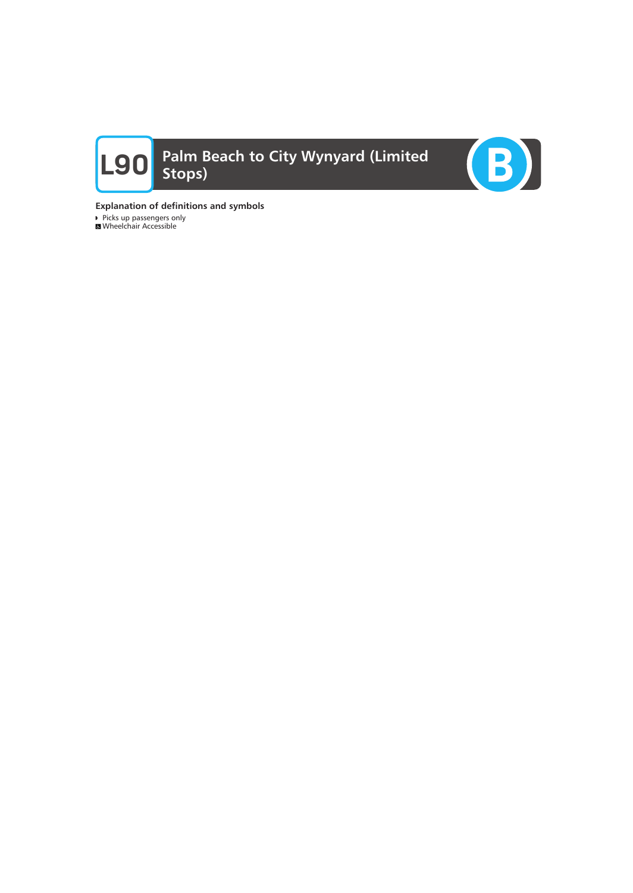# L90 Palm Beach to City Wynyard (Limited Stops)

B

**Explanation of definitions and symbols**

◗ Picks up passengers only

♿ Wheelchair Accessible